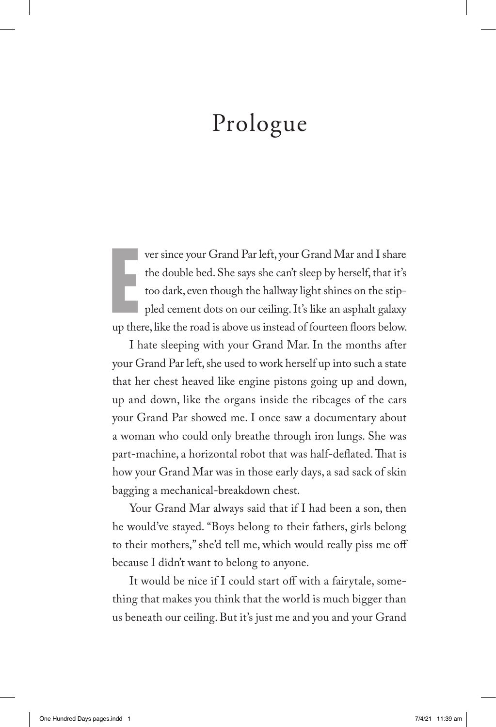# Prologue

Ever since your Grand Par left, your Grand Mar and I share the double bed. She says she can't sleep by herself, that it's too dark, even though the hallway light shines on the stippled cement dots on our ceiling. It's like an asphalt galaxy up there, like the road is above us instead of fourteen floors below.

I hate sleeping with your Grand Mar. In the months after your Grand Par left, she used to work herself up into such a state that her chest heaved like engine pistons going up and down, up and down, like the organs inside the ribcages of the cars your Grand Par showed me. I once saw a documentary about a woman who could only breathe through iron lungs. She was part-machine, a horizontal robot that was half-deflated. That is how your Grand Mar was in those early days, a sad sack of skin bagging a mechanical-breakdown chest.

Your Grand Mar always said that if I had been a son, then he would've stayed. "Boys belong to their fathers, girls belong to their mothers," she'd tell me, which would really piss me off because I didn't want to belong to anyone.

It would be nice if I could start off with a fairytale, something that makes you think that the world is much bigger than us beneath our ceiling. But it's just me and you and your Grand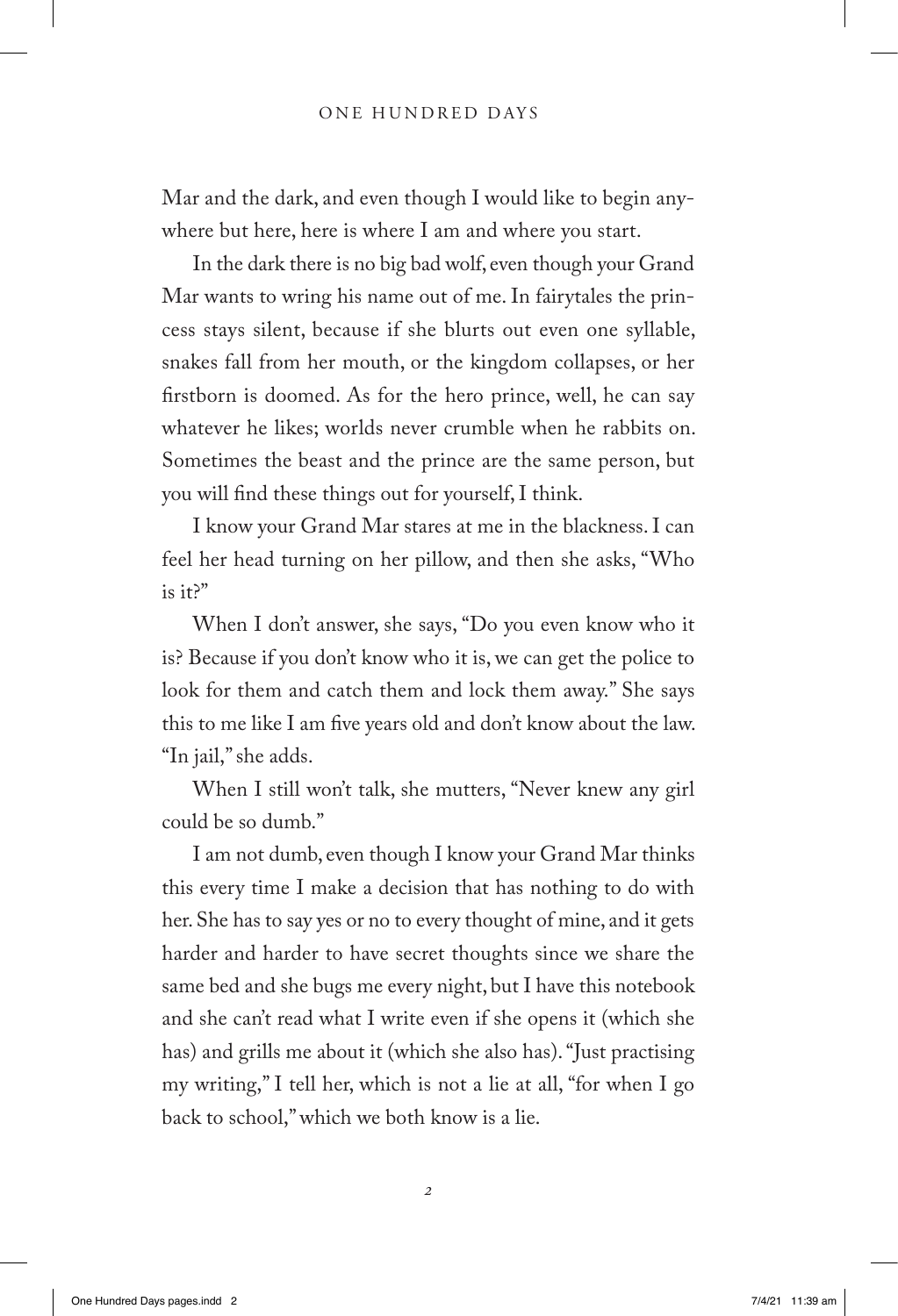Mar and the dark, and even though I would like to begin anywhere but here, here is where I am and where you start.

In the dark there is no big bad wolf, even though your Grand Mar wants to wring his name out of me. In fairytales the princess stays silent, because if she blurts out even one syllable, snakes fall from her mouth, or the kingdom collapses, or her firstborn is doomed. As for the hero prince, well, he can say whatever he likes; worlds never crumble when he rabbits on. Sometimes the beast and the prince are the same person, but you will find these things out for yourself, I think.

I know your Grand Mar stares at me in the blackness. I can feel her head turning on her pillow, and then she asks, "Who is it?"

When I don't answer, she says, "Do you even know who it is? Because if you don't know who it is, we can get the police to look for them and catch them and lock them away." She says this to me like I am five years old and don't know about the law. "In jail," she adds.

When I still won't talk, she mutters, "Never knew any girl could be so dumb."

I am not dumb, even though I know your Grand Mar thinks this every time I make a decision that has nothing to do with her. She has to say yes or no to every thought of mine, and it gets harder and harder to have secret thoughts since we share the same bed and she bugs me every night, but I have this notebook and she can't read what I write even if she opens it (which she has) and grills me about it (which she also has). "Just practising my writing," I tell her, which is not a lie at all, "for when I go back to school," which we both know is a lie.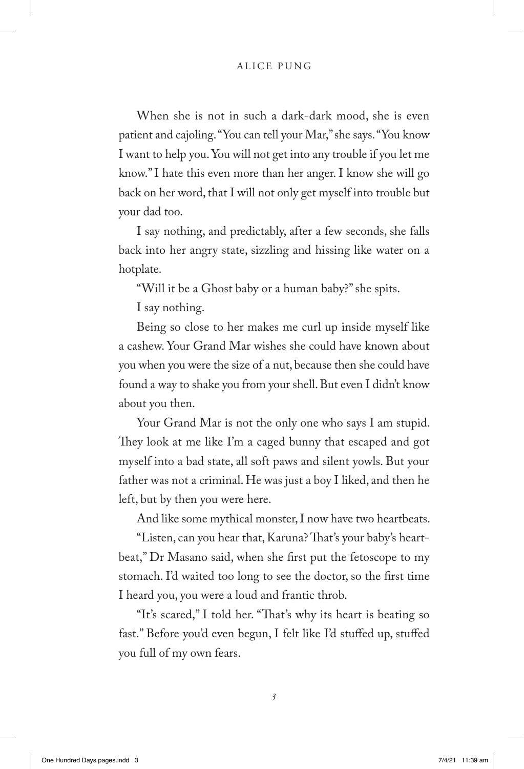When she is not in such a dark-dark mood, she is even patient and cajoling. "You can tell your Mar," she says. "You know I want to help you. You will not get into any trouble if you let me know." I hate this even more than her anger. I know she will go back on her word, that I will not only get myself into trouble but your dad too.

I say nothing, and predictably, after a few seconds, she falls back into her angry state, sizzling and hissing like water on a hotplate.

"Will it be a Ghost baby or a human baby?" she spits.

I say nothing.

Being so close to her makes me curl up inside myself like a cashew. Your Grand Mar wishes she could have known about you when you were the size of a nut, because then she could have found a way to shake you from your shell. But even I didn't know about you then.

Your Grand Mar is not the only one who says I am stupid. They look at me like I'm a caged bunny that escaped and got myself into a bad state, all soft paws and silent yowls. But your father was not a criminal. He was just a boy I liked, and then he left, but by then you were here.

And like some mythical monster, I now have two heartbeats.

"Listen, can you hear that, Karuna? That's your baby's heartbeat," Dr Masano said, when she first put the fetoscope to my stomach. I'd waited too long to see the doctor, so the first time I heard you, you were a loud and frantic throb.

"It's scared," I told her. "That's why its heart is beating so fast." Before you'd even begun, I felt like I'd stuffed up, stuffed you full of my own fears.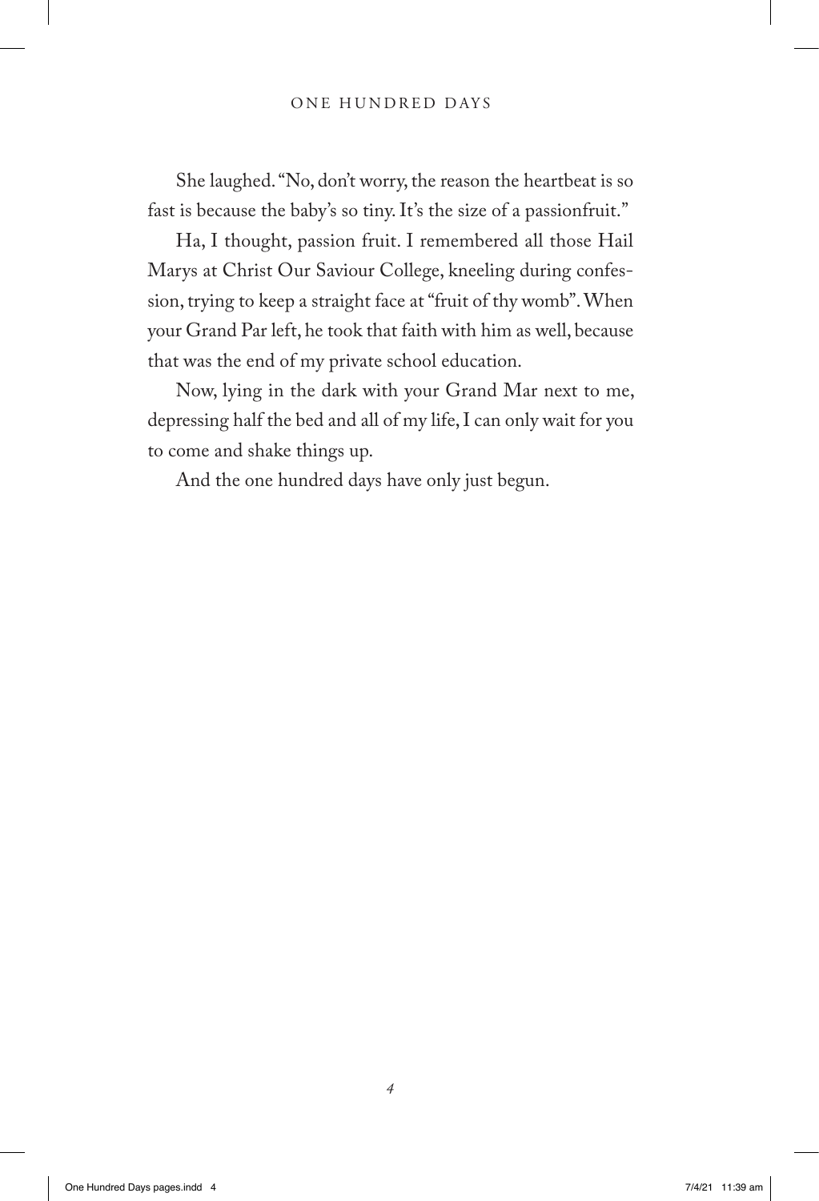She laughed. "No, don't worry, the reason the heartbeat is so fast is because the baby's so tiny. It's the size of a passionfruit."

Ha, I thought, passion fruit. I remembered all those Hail Marys at Christ Our Saviour College, kneeling during confession, trying to keep a straight face at "fruit of thy womb". When your Grand Par left, he took that faith with him as well, because that was the end of my private school education.

Now, lying in the dark with your Grand Mar next to me, depressing half the bed and all of my life, I can only wait for you to come and shake things up.

And the one hundred days have only just begun.